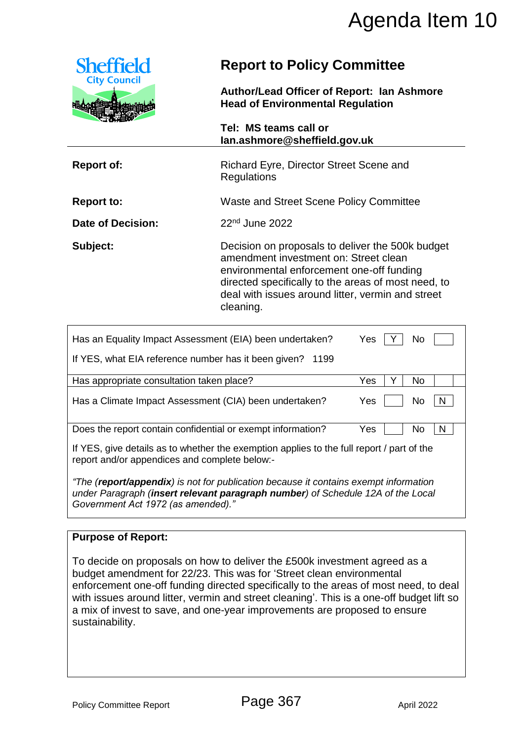# Agenda Item 10

Sheffield City Council

## Report to Policy Committee

**Author/Lead Officer of Report: Ian Ashmore**
**Head of Environmental Regulation**

**Tel: MS teams call or Ian.ashmore@sheffield.gov.uk**

| | |
|---|---|
| **Report of:** | Richard Eyre, Director Street Scene and Regulations |
| **Report to:** | Waste and Street Scene Policy Committee |
| **Date of Decision:** | 22nd June 2022 |
| **Subject:** | Decision on proposals to deliver the 500k budget amendment investment on: Street clean environmental enforcement one-off funding directed specifically to the areas of most need, to deal with issues around litter, vermin and street cleaning. |

| | | | | |
|---|---|---|---|---|
| Has an Equality Impact Assessment (EIA) been undertaken? | Yes | Y | No | |
| If YES, what EIA reference number has it been given? 1199 | | | | |
| Has appropriate consultation taken place? | Yes | Y | No | |
| Has a Climate Impact Assessment (CIA) been undertaken? | Yes | | No | N |
| Does the report contain confidential or exempt information? | Yes | | No | N |

If YES, give details as to whether the exemption applies to the full report / part of the report and/or appendices and complete below:-

*"The (**report/appendix**) is not for publication because it contains exempt information under Paragraph (**insert relevant paragraph number**) of Schedule 12A of the Local Government Act 1972 (as amended)."*

**Purpose of Report:**

To decide on proposals on how to deliver the £500k investment agreed as a budget amendment for 22/23. This was for 'Street clean environmental enforcement one-off funding directed specifically to the areas of most need, to deal with issues around litter, vermin and street cleaning'. This is a one-off budget lift so a mix of invest to save, and one-year improvements are proposed to ensure sustainability.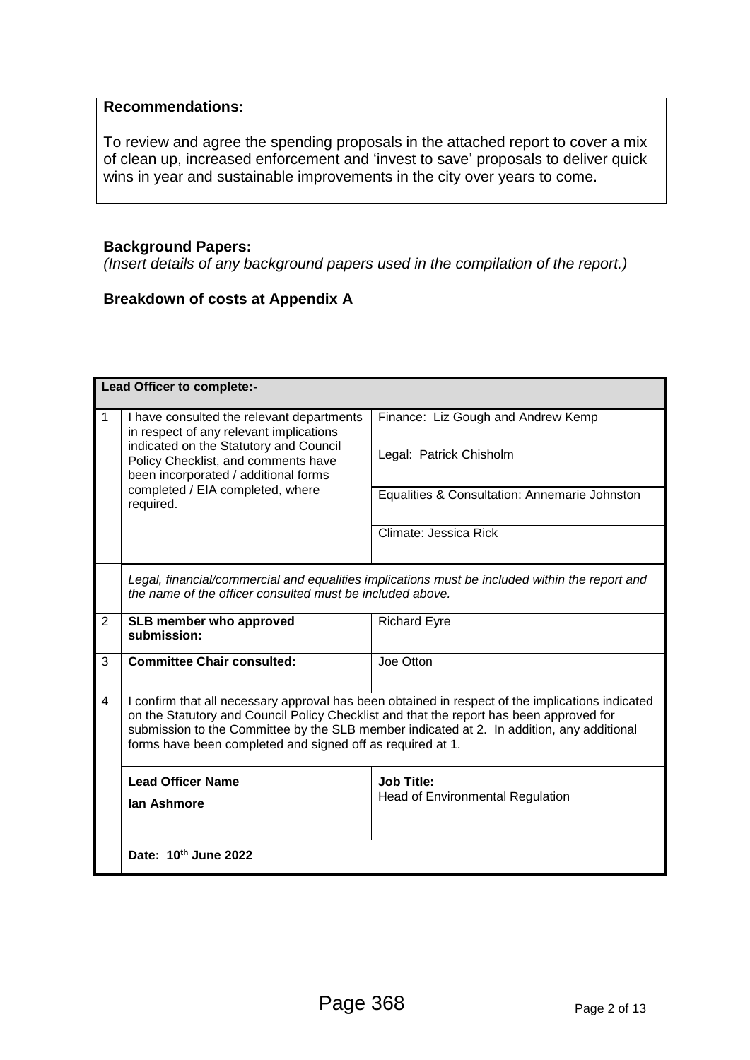**Recommendations:**

To review and agree the spending proposals in the attached report to cover a mix of clean up, increased enforcement and 'invest to save' proposals to deliver quick wins in year and sustainable improvements in the city over years to come.

**Background Papers:**

*(Insert details of any background papers used in the compilation of the report.)*

**Breakdown of costs at Appendix A**

| **Lead Officer to complete:-** | | |
|---|---|---|
| 1 | I have consulted the relevant departments in respect of any relevant implications indicated on the Statutory and Council Policy Checklist, and comments have been incorporated / additional forms completed / EIA completed, where required. | Finance: Liz Gough and Andrew Kemp |
| | | Legal: Patrick Chisholm |
| | | Equalities & Consultation: Annemarie Johnston |
| | | Climate: Jessica Rick |
| | *Legal, financial/commercial and equalities implications must be included within the report and the name of the officer consulted must be included above.* | |
| 2 | **SLB member who approved submission:** | Richard Eyre |
| 3 | **Committee Chair consulted:** | Joe Otton |
| 4 | I confirm that all necessary approval has been obtained in respect of the implications indicated on the Statutory and Council Policy Checklist and that the report has been approved for submission to the Committee by the SLB member indicated at 2. In addition, any additional forms have been completed and signed off as required at 1. | |
| | **Lead Officer Name** **Ian Ashmore** | **Job Title:** Head of Environmental Regulation |
| | **Date: 10th June 2022** | |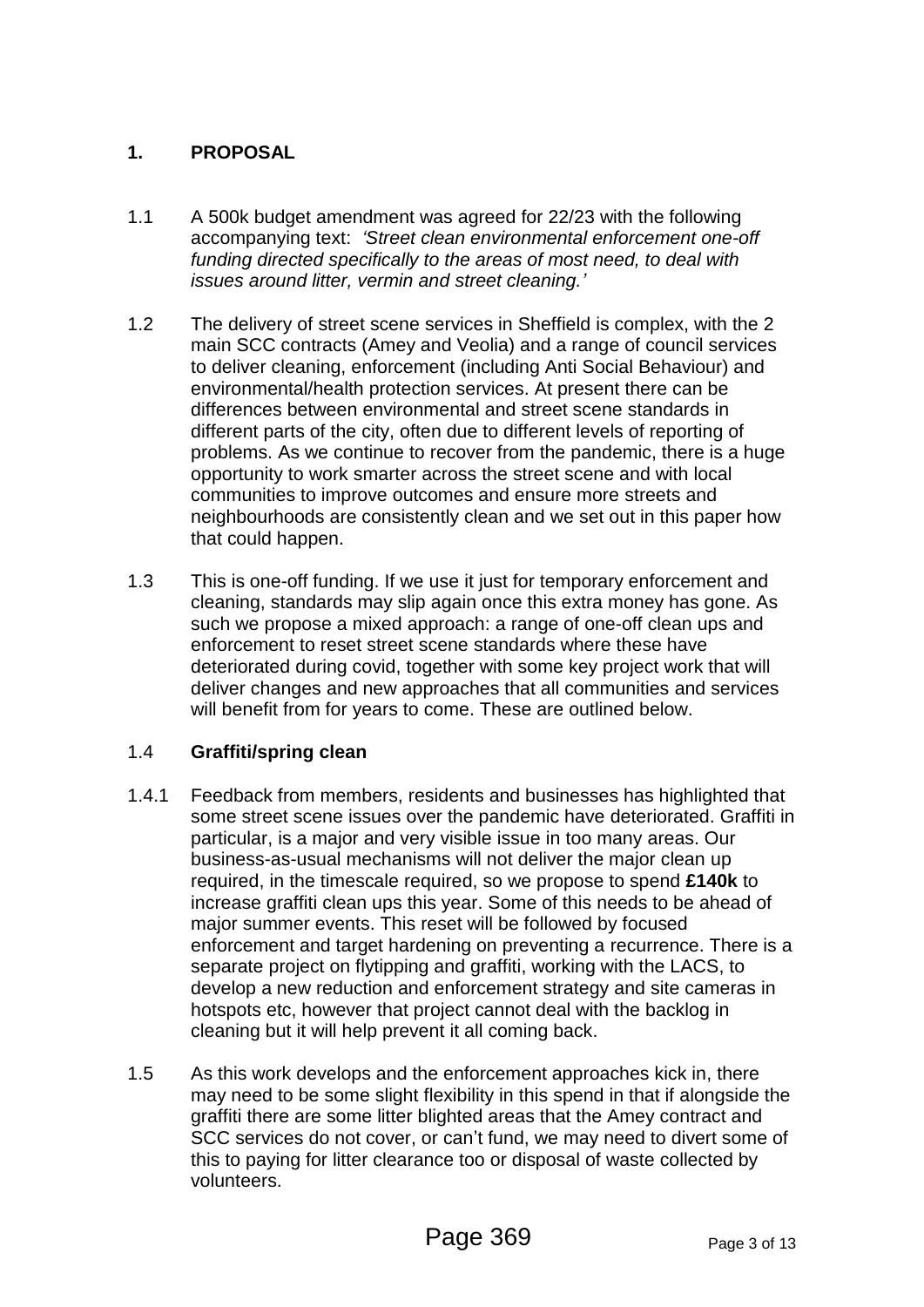## 1. PROPOSAL

1.1 A 500k budget amendment was agreed for 22/23 with the following accompanying text: *'Street clean environmental enforcement one-off funding directed specifically to the areas of most need, to deal with issues around litter, vermin and street cleaning.'*

1.2 The delivery of street scene services in Sheffield is complex, with the 2 main SCC contracts (Amey and Veolia) and a range of council services to deliver cleaning, enforcement (including Anti Social Behaviour) and environmental/health protection services. At present there can be differences between environmental and street scene standards in different parts of the city, often due to different levels of reporting of problems. As we continue to recover from the pandemic, there is a huge opportunity to work smarter across the street scene and with local communities to improve outcomes and ensure more streets and neighbourhoods are consistently clean and we set out in this paper how that could happen.

1.3 This is one-off funding. If we use it just for temporary enforcement and cleaning, standards may slip again once this extra money has gone. As such we propose a mixed approach: a range of one-off clean ups and enforcement to reset street scene standards where these have deteriorated during covid, together with some key project work that will deliver changes and new approaches that all communities and services will benefit from for years to come. These are outlined below.

### 1.4 Graffiti/spring clean

1.4.1 Feedback from members, residents and businesses has highlighted that some street scene issues over the pandemic have deteriorated. Graffiti in particular, is a major and very visible issue in too many areas. Our business-as-usual mechanisms will not deliver the major clean up required, in the timescale required, so we propose to spend **£140k** to increase graffiti clean ups this year. Some of this needs to be ahead of major summer events. This reset will be followed by focused enforcement and target hardening on preventing a recurrence. There is a separate project on flytipping and graffiti, working with the LACS, to develop a new reduction and enforcement strategy and site cameras in hotspots etc, however that project cannot deal with the backlog in cleaning but it will help prevent it all coming back.

1.5 As this work develops and the enforcement approaches kick in, there may need to be some slight flexibility in this spend in that if alongside the graffiti there are some litter blighted areas that the Amey contract and SCC services do not cover, or can't fund, we may need to divert some of this to paying for litter clearance too or disposal of waste collected by volunteers.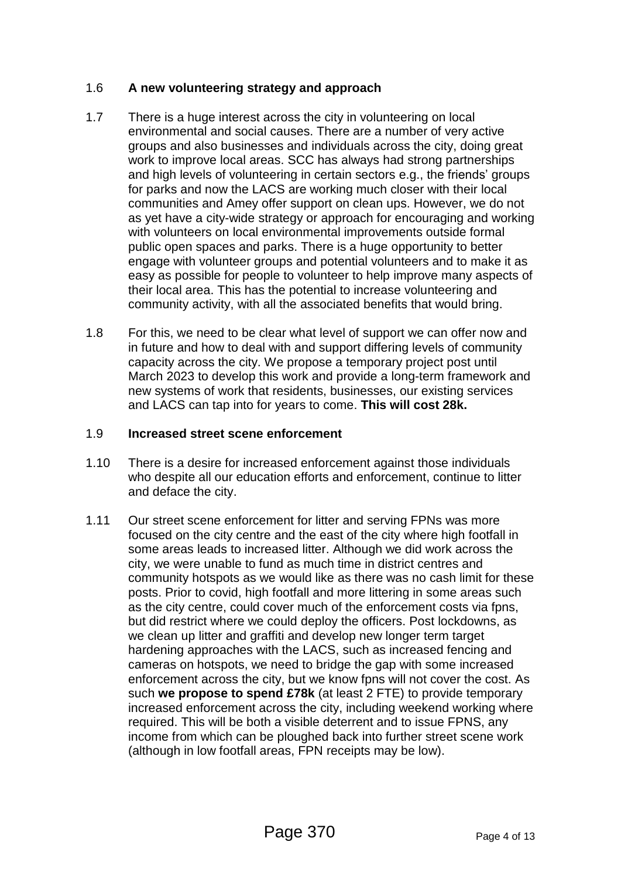1.6 **A new volunteering strategy and approach**

1.7 There is a huge interest across the city in volunteering on local environmental and social causes. There are a number of very active groups and also businesses and individuals across the city, doing great work to improve local areas. SCC has always had strong partnerships and high levels of volunteering in certain sectors e.g., the friends' groups for parks and now the LACS are working much closer with their local communities and Amey offer support on clean ups. However, we do not as yet have a city-wide strategy or approach for encouraging and working with volunteers on local environmental improvements outside formal public open spaces and parks. There is a huge opportunity to better engage with volunteer groups and potential volunteers and to make it as easy as possible for people to volunteer to help improve many aspects of their local area. This has the potential to increase volunteering and community activity, with all the associated benefits that would bring.

1.8 For this, we need to be clear what level of support we can offer now and in future and how to deal with and support differing levels of community capacity across the city. We propose a temporary project post until March 2023 to develop this work and provide a long-term framework and new systems of work that residents, businesses, our existing services and LACS can tap into for years to come. **This will cost 28k.**

1.9 **Increased street scene enforcement**

1.10 There is a desire for increased enforcement against those individuals who despite all our education efforts and enforcement, continue to litter and deface the city.

1.11 Our street scene enforcement for litter and serving FPNs was more focused on the city centre and the east of the city where high footfall in some areas leads to increased litter. Although we did work across the city, we were unable to fund as much time in district centres and community hotspots as we would like as there was no cash limit for these posts. Prior to covid, high footfall and more littering in some areas such as the city centre, could cover much of the enforcement costs via fpns, but did restrict where we could deploy the officers. Post lockdowns, as we clean up litter and graffiti and develop new longer term target hardening approaches with the LACS, such as increased fencing and cameras on hotspots, we need to bridge the gap with some increased enforcement across the city, but we know fpns will not cover the cost. As such **we propose to spend £78k** (at least 2 FTE) to provide temporary increased enforcement across the city, including weekend working where required. This will be both a visible deterrent and to issue FPNS, any income from which can be ploughed back into further street scene work (although in low footfall areas, FPN receipts may be low).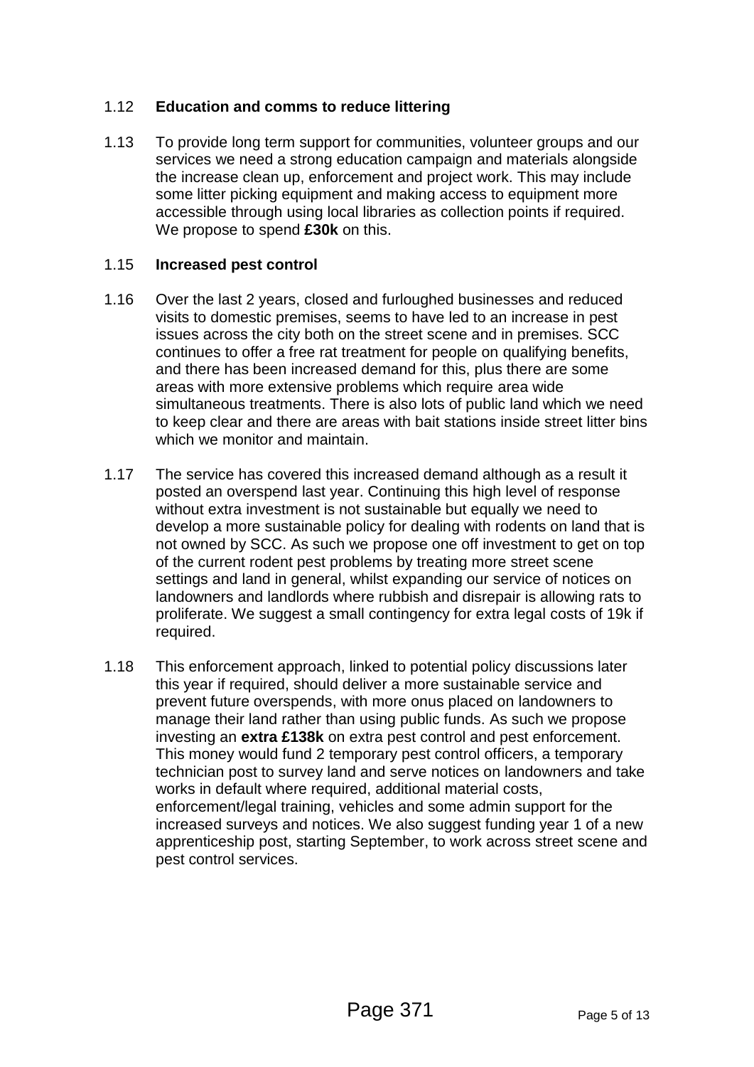1.12 **Education and comms to reduce littering**

1.13 To provide long term support for communities, volunteer groups and our services we need a strong education campaign and materials alongside the increase clean up, enforcement and project work. This may include some litter picking equipment and making access to equipment more accessible through using local libraries as collection points if required. We propose to spend **£30k** on this.

1.15 **Increased pest control**

1.16 Over the last 2 years, closed and furloughed businesses and reduced visits to domestic premises, seems to have led to an increase in pest issues across the city both on the street scene and in premises. SCC continues to offer a free rat treatment for people on qualifying benefits, and there has been increased demand for this, plus there are some areas with more extensive problems which require area wide simultaneous treatments. There is also lots of public land which we need to keep clear and there are areas with bait stations inside street litter bins which we monitor and maintain.

1.17 The service has covered this increased demand although as a result it posted an overspend last year. Continuing this high level of response without extra investment is not sustainable but equally we need to develop a more sustainable policy for dealing with rodents on land that is not owned by SCC. As such we propose one off investment to get on top of the current rodent pest problems by treating more street scene settings and land in general, whilst expanding our service of notices on landowners and landlords where rubbish and disrepair is allowing rats to proliferate. We suggest a small contingency for extra legal costs of 19k if required.

1.18 This enforcement approach, linked to potential policy discussions later this year if required, should deliver a more sustainable service and prevent future overspends, with more onus placed on landowners to manage their land rather than using public funds. As such we propose investing an **extra £138k** on extra pest control and pest enforcement. This money would fund 2 temporary pest control officers, a temporary technician post to survey land and serve notices on landowners and take works in default where required, additional material costs, enforcement/legal training, vehicles and some admin support for the increased surveys and notices. We also suggest funding year 1 of a new apprenticeship post, starting September, to work across street scene and pest control services.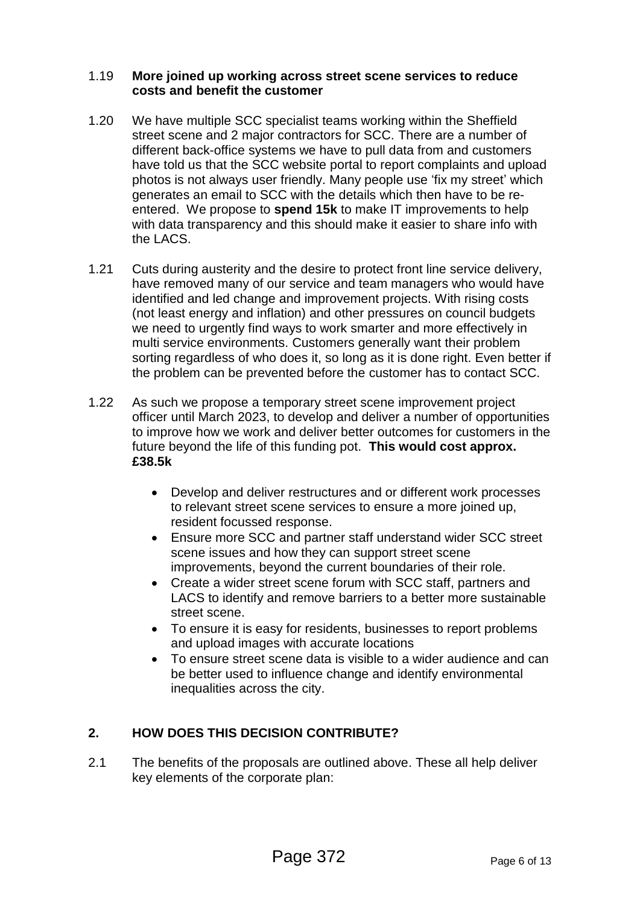1.19 **More joined up working across street scene services to reduce costs and benefit the customer**

1.20 We have multiple SCC specialist teams working within the Sheffield street scene and 2 major contractors for SCC. There are a number of different back-office systems we have to pull data from and customers have told us that the SCC website portal to report complaints and upload photos is not always user friendly. Many people use 'fix my street' which generates an email to SCC with the details which then have to be re-entered. We propose to **spend 15k** to make IT improvements to help with data transparency and this should make it easier to share info with the LACS.

1.21 Cuts during austerity and the desire to protect front line service delivery, have removed many of our service and team managers who would have identified and led change and improvement projects. With rising costs (not least energy and inflation) and other pressures on council budgets we need to urgently find ways to work smarter and more effectively in multi service environments. Customers generally want their problem sorting regardless of who does it, so long as it is done right. Even better if the problem can be prevented before the customer has to contact SCC.

1.22 As such we propose a temporary street scene improvement project officer until March 2023, to develop and deliver a number of opportunities to improve how we work and deliver better outcomes for customers in the future beyond the life of this funding pot. **This would cost approx. £38.5k**

- Develop and deliver restructures and or different work processes to relevant street scene services to ensure a more joined up, resident focussed response.
- Ensure more SCC and partner staff understand wider SCC street scene issues and how they can support street scene improvements, beyond the current boundaries of their role.
- Create a wider street scene forum with SCC staff, partners and LACS to identify and remove barriers to a better more sustainable street scene.
- To ensure it is easy for residents, businesses to report problems and upload images with accurate locations
- To ensure street scene data is visible to a wider audience and can be better used to influence change and identify environmental inequalities across the city.

## 2. HOW DOES THIS DECISION CONTRIBUTE?

2.1 The benefits of the proposals are outlined above. These all help deliver key elements of the corporate plan: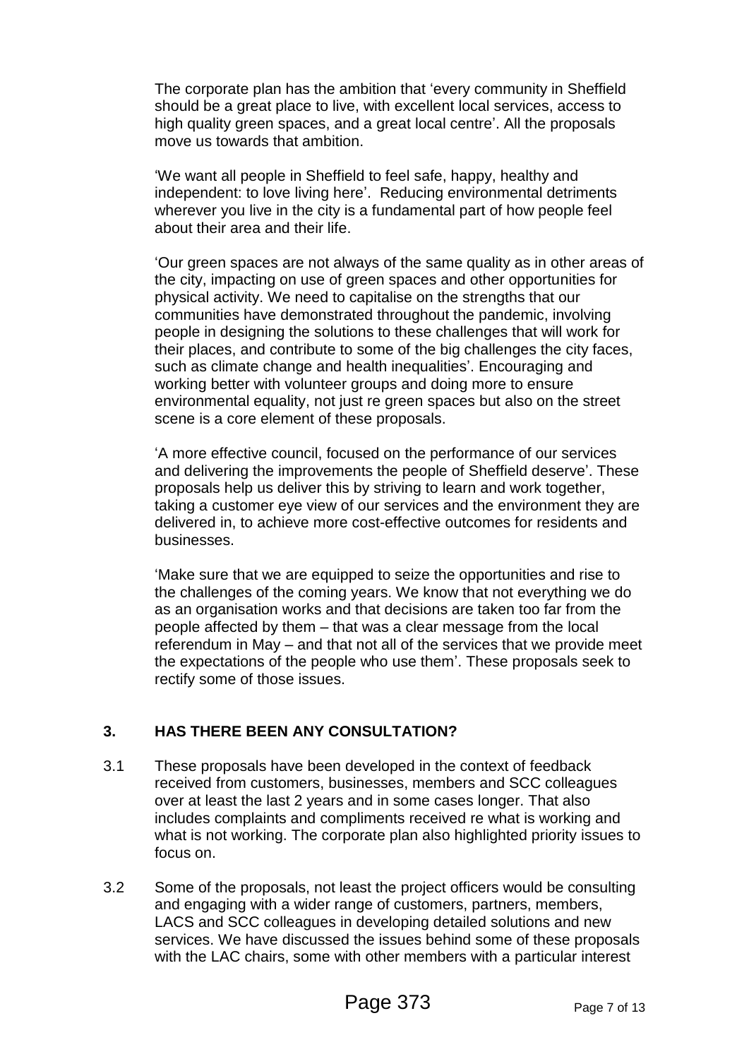The corporate plan has the ambition that 'every community in Sheffield should be a great place to live, with excellent local services, access to high quality green spaces, and a great local centre'. All the proposals move us towards that ambition.

'We want all people in Sheffield to feel safe, happy, healthy and independent: to love living here'. Reducing environmental detriments wherever you live in the city is a fundamental part of how people feel about their area and their life.

'Our green spaces are not always of the same quality as in other areas of the city, impacting on use of green spaces and other opportunities for physical activity. We need to capitalise on the strengths that our communities have demonstrated throughout the pandemic, involving people in designing the solutions to these challenges that will work for their places, and contribute to some of the big challenges the city faces, such as climate change and health inequalities'. Encouraging and working better with volunteer groups and doing more to ensure environmental equality, not just re green spaces but also on the street scene is a core element of these proposals.

'A more effective council, focused on the performance of our services and delivering the improvements the people of Sheffield deserve'. These proposals help us deliver this by striving to learn and work together, taking a customer eye view of our services and the environment they are delivered in, to achieve more cost-effective outcomes for residents and businesses.

'Make sure that we are equipped to seize the opportunities and rise to the challenges of the coming years. We know that not everything we do as an organisation works and that decisions are taken too far from the people affected by them – that was a clear message from the local referendum in May – and that not all of the services that we provide meet the expectations of the people who use them'. These proposals seek to rectify some of those issues.

## 3. HAS THERE BEEN ANY CONSULTATION?

3.1 These proposals have been developed in the context of feedback received from customers, businesses, members and SCC colleagues over at least the last 2 years and in some cases longer. That also includes complaints and compliments received re what is working and what is not working. The corporate plan also highlighted priority issues to focus on.

3.2 Some of the proposals, not least the project officers would be consulting and engaging with a wider range of customers, partners, members, LACS and SCC colleagues in developing detailed solutions and new services. We have discussed the issues behind some of these proposals with the LAC chairs, some with other members with a particular interest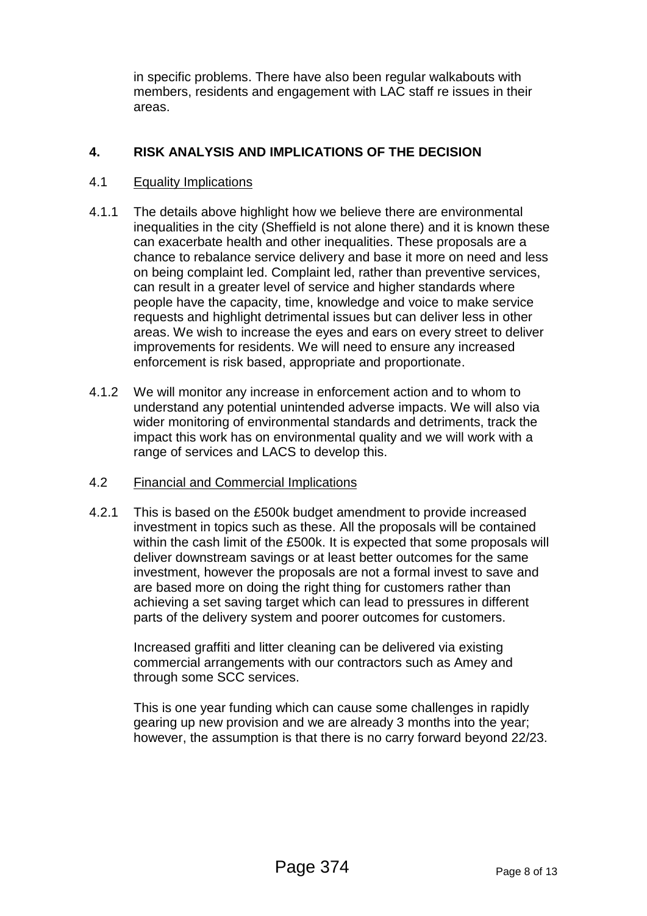in specific problems. There have also been regular walkabouts with members, residents and engagement with LAC staff re issues in their areas.

## 4. RISK ANALYSIS AND IMPLICATIONS OF THE DECISION

### 4.1 Equality Implications

4.1.1 The details above highlight how we believe there are environmental inequalities in the city (Sheffield is not alone there) and it is known these can exacerbate health and other inequalities. These proposals are a chance to rebalance service delivery and base it more on need and less on being complaint led. Complaint led, rather than preventive services, can result in a greater level of service and higher standards where people have the capacity, time, knowledge and voice to make service requests and highlight detrimental issues but can deliver less in other areas. We wish to increase the eyes and ears on every street to deliver improvements for residents. We will need to ensure any increased enforcement is risk based, appropriate and proportionate.

4.1.2 We will monitor any increase in enforcement action and to whom to understand any potential unintended adverse impacts. We will also via wider monitoring of environmental standards and detriments, track the impact this work has on environmental quality and we will work with a range of services and LACS to develop this.

### 4.2 Financial and Commercial Implications

4.2.1 This is based on the £500k budget amendment to provide increased investment in topics such as these. All the proposals will be contained within the cash limit of the £500k. It is expected that some proposals will deliver downstream savings or at least better outcomes for the same investment, however the proposals are not a formal invest to save and are based more on doing the right thing for customers rather than achieving a set saving target which can lead to pressures in different parts of the delivery system and poorer outcomes for customers.

Increased graffiti and litter cleaning can be delivered via existing commercial arrangements with our contractors such as Amey and through some SCC services.

This is one year funding which can cause some challenges in rapidly gearing up new provision and we are already 3 months into the year; however, the assumption is that there is no carry forward beyond 22/23.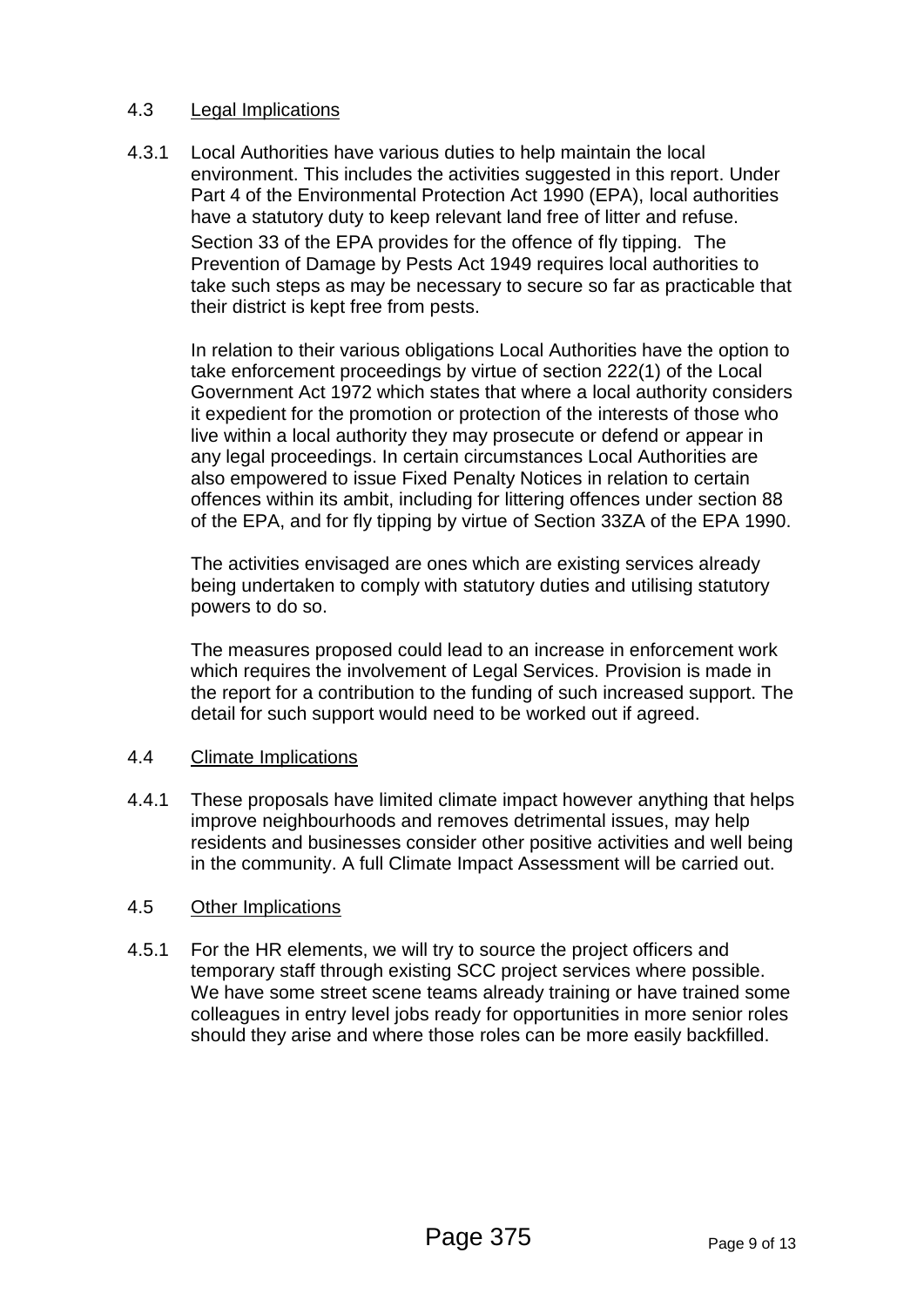### 4.3 Legal Implications

4.3.1 Local Authorities have various duties to help maintain the local environment. This includes the activities suggested in this report. Under Part 4 of the Environmental Protection Act 1990 (EPA), local authorities have a statutory duty to keep relevant land free of litter and refuse. Section 33 of the EPA provides for the offence of fly tipping. The Prevention of Damage by Pests Act 1949 requires local authorities to take such steps as may be necessary to secure so far as practicable that their district is kept free from pests.

In relation to their various obligations Local Authorities have the option to take enforcement proceedings by virtue of section 222(1) of the Local Government Act 1972 which states that where a local authority considers it expedient for the promotion or protection of the interests of those who live within a local authority they may prosecute or defend or appear in any legal proceedings. In certain circumstances Local Authorities are also empowered to issue Fixed Penalty Notices in relation to certain offences within its ambit, including for littering offences under section 88 of the EPA, and for fly tipping by virtue of Section 33ZA of the EPA 1990.

The activities envisaged are ones which are existing services already being undertaken to comply with statutory duties and utilising statutory powers to do so.

The measures proposed could lead to an increase in enforcement work which requires the involvement of Legal Services. Provision is made in the report for a contribution to the funding of such increased support. The detail for such support would need to be worked out if agreed.

### 4.4 Climate Implications

4.4.1 These proposals have limited climate impact however anything that helps improve neighbourhoods and removes detrimental issues, may help residents and businesses consider other positive activities and well being in the community. A full Climate Impact Assessment will be carried out.

### 4.5 Other Implications

4.5.1 For the HR elements, we will try to source the project officers and temporary staff through existing SCC project services where possible. We have some street scene teams already training or have trained some colleagues in entry level jobs ready for opportunities in more senior roles should they arise and where those roles can be more easily backfilled.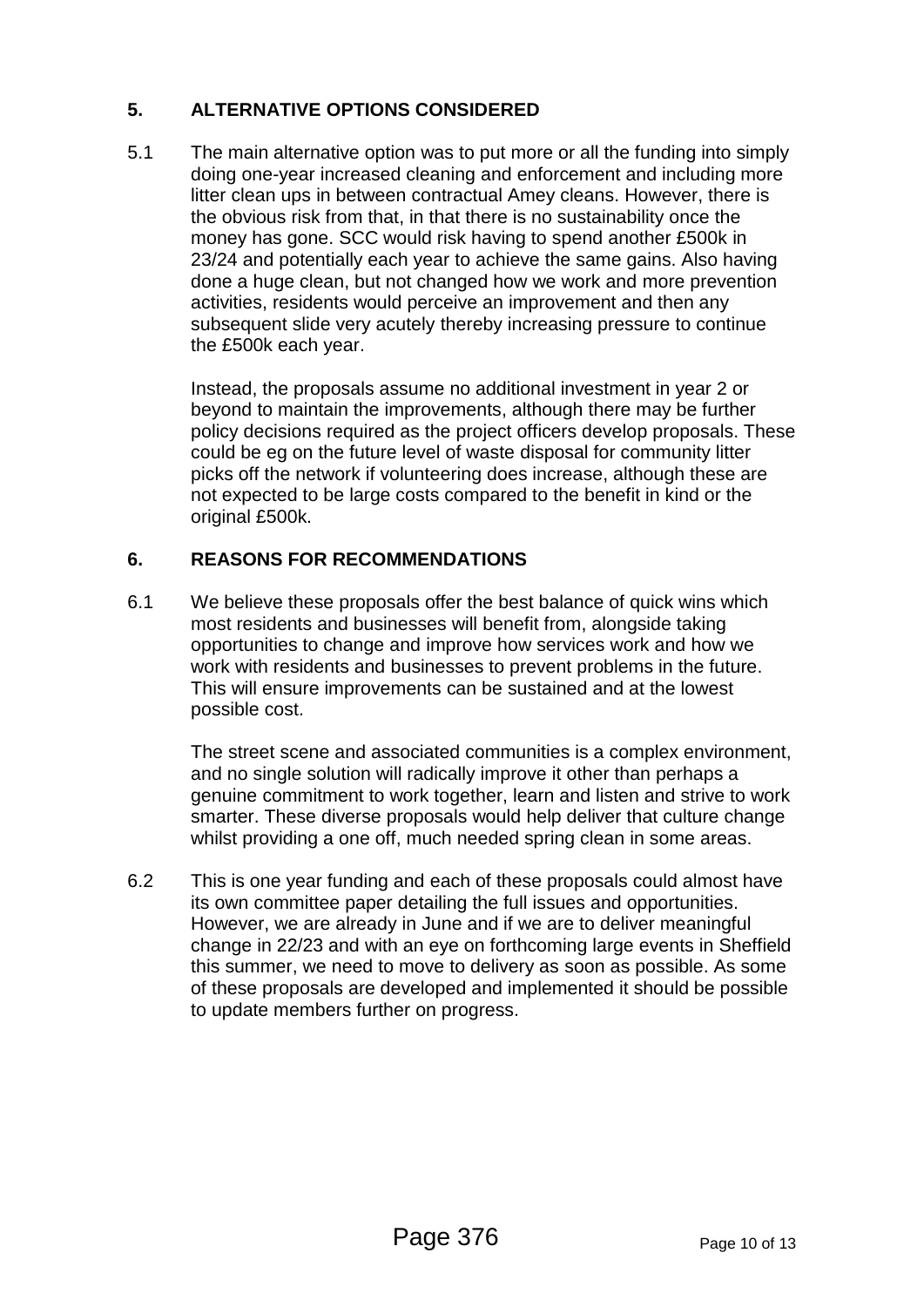## 5. ALTERNATIVE OPTIONS CONSIDERED

5.1 The main alternative option was to put more or all the funding into simply doing one-year increased cleaning and enforcement and including more litter clean ups in between contractual Amey cleans. However, there is the obvious risk from that, in that there is no sustainability once the money has gone. SCC would risk having to spend another £500k in 23/24 and potentially each year to achieve the same gains. Also having done a huge clean, but not changed how we work and more prevention activities, residents would perceive an improvement and then any subsequent slide very acutely thereby increasing pressure to continue the £500k each year.

Instead, the proposals assume no additional investment in year 2 or beyond to maintain the improvements, although there may be further policy decisions required as the project officers develop proposals. These could be eg on the future level of waste disposal for community litter picks off the network if volunteering does increase, although these are not expected to be large costs compared to the benefit in kind or the original £500k.

## 6. REASONS FOR RECOMMENDATIONS

6.1 We believe these proposals offer the best balance of quick wins which most residents and businesses will benefit from, alongside taking opportunities to change and improve how services work and how we work with residents and businesses to prevent problems in the future. This will ensure improvements can be sustained and at the lowest possible cost.

The street scene and associated communities is a complex environment, and no single solution will radically improve it other than perhaps a genuine commitment to work together, learn and listen and strive to work smarter. These diverse proposals would help deliver that culture change whilst providing a one off, much needed spring clean in some areas.

6.2 This is one year funding and each of these proposals could almost have its own committee paper detailing the full issues and opportunities. However, we are already in June and if we are to deliver meaningful change in 22/23 and with an eye on forthcoming large events in Sheffield this summer, we need to move to delivery as soon as possible. As some of these proposals are developed and implemented it should be possible to update members further on progress.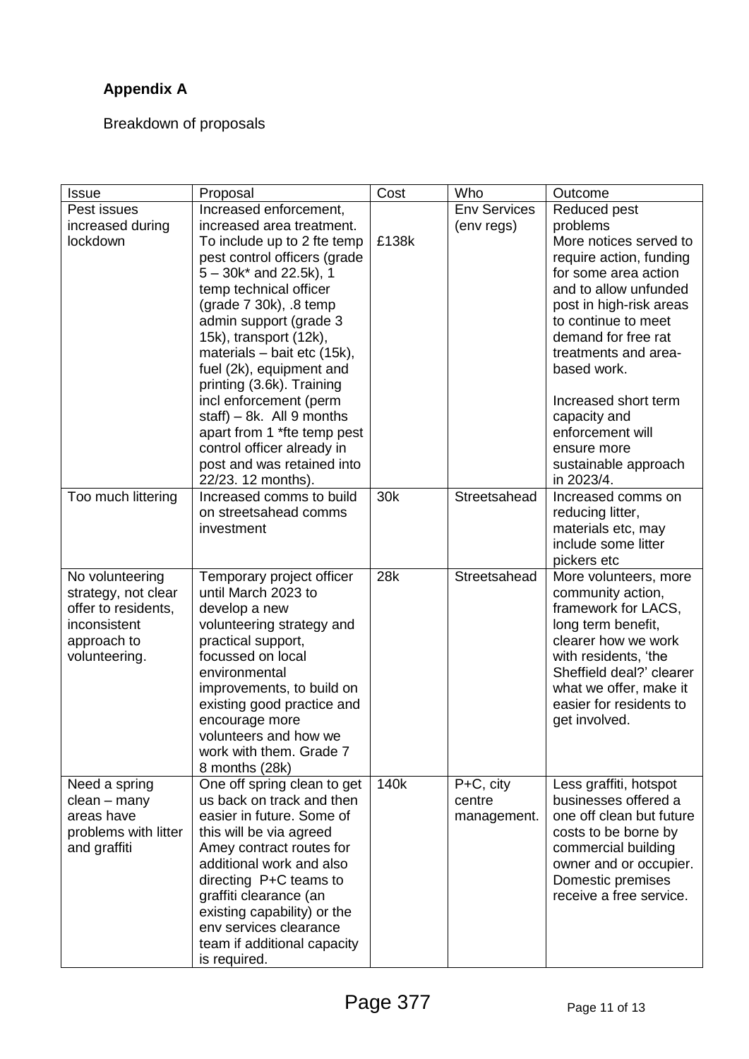**Appendix A**

Breakdown of proposals

| Issue | Proposal | Cost | Who | Outcome |
|---|---|---|---|---|
| Pest issues increased during lockdown | Increased enforcement, increased area treatment. To include up to 2 fte temp pest control officers (grade 5 – 30k* and 22.5k), 1 temp technical officer (grade 7 30k), .8 temp admin support (grade 3 15k), transport (12k), materials – bait etc (15k), fuel (2k), equipment and printing (3.6k). Training incl enforcement (perm staff) – 8k. All 9 months apart from 1 *fte temp pest control officer already in post and was retained into 22/23. 12 months). | £138k | Env Services (env regs) | Reduced pest problems More notices served to require action, funding for some area action and to allow unfunded post in high-risk areas to continue to meet demand for free rat treatments and area-based work.<br><br>Increased short term capacity and enforcement will ensure more sustainable approach in 2023/4. |
| Too much littering | Increased comms to build on streetsahead comms investment | 30k | Streetsahead | Increased comms on reducing litter, materials etc, may include some litter pickers etc |
| No volunteering strategy, not clear offer to residents, inconsistent approach to volunteering. | Temporary project officer until March 2023 to develop a new volunteering strategy and practical support, focussed on local environmental improvements, to build on existing good practice and encourage more volunteers and how we work with them. Grade 7 8 months (28k) | 28k | Streetsahead | More volunteers, more community action, framework for LACS, long term benefit, clearer how we work with residents, 'the Sheffield deal?' clearer what we offer, make it easier for residents to get involved. |
| Need a spring clean – many areas have problems with litter and graffiti | One off spring clean to get us back on track and then easier in future. Some of this will be via agreed Amey contract routes for additional work and also directing P+C teams to graffiti clearance (an existing capability) or the env services clearance team if additional capacity is required. | 140k | P+C, city centre management. | Less graffiti, hotspot businesses offered a one off clean but future costs to be borne by commercial building owner and or occupier. Domestic premises receive a free service. |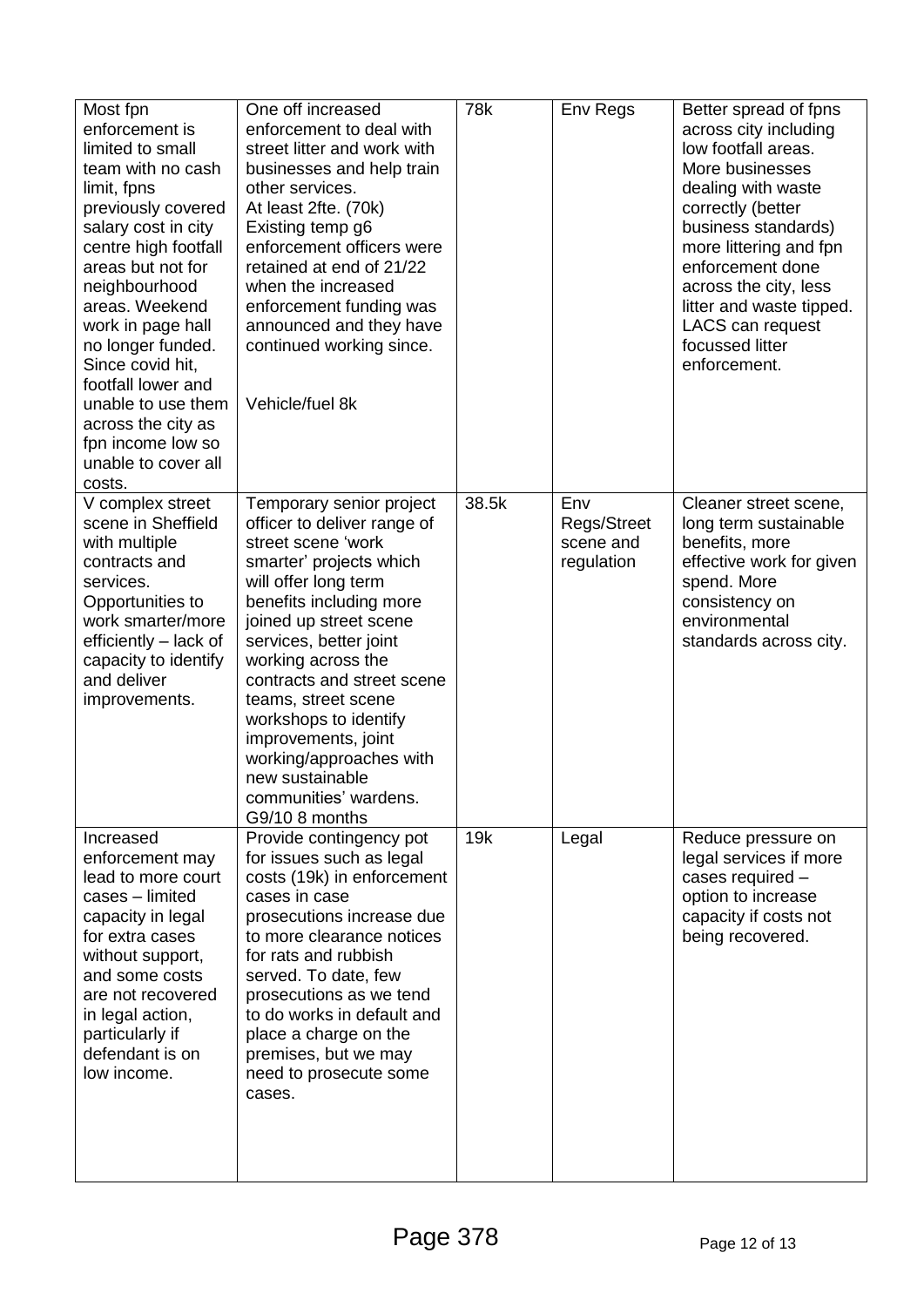| | | | | |
|---|---|---|---|---|
| Most fpn enforcement is limited to small team with no cash limit, fpns previously covered salary cost in city centre high footfall areas but not for neighbourhood areas. Weekend work in page hall no longer funded. Since covid hit, footfall lower and unable to use them across the city as fpn income low so unable to cover all costs. | One off increased enforcement to deal with street litter and work with businesses and help train other services.<br>At least 2fte. (70k)<br>Existing temp g6 enforcement officers were retained at end of 21/22 when the increased enforcement funding was announced and they have continued working since.<br><br>Vehicle/fuel 8k | 78k | Env Regs | Better spread of fpns across city including low footfall areas.<br>More businesses dealing with waste correctly (better business standards) more littering and fpn enforcement done across the city, less litter and waste tipped. LACS can request focussed litter enforcement. |
| V complex street scene in Sheffield with multiple contracts and services.<br>Opportunities to work smarter/more efficiently – lack of capacity to identify and deliver improvements. | Temporary senior project officer to deliver range of street scene 'work smarter' projects which will offer long term benefits including more joined up street scene services, better joint working across the contracts and street scene teams, street scene workshops to identify improvements, joint working/approaches with new sustainable communities' wardens.<br>G9/10 8 months | 38.5k | Env Regs/Street scene and regulation | Cleaner street scene, long term sustainable benefits, more effective work for given spend. More consistency on environmental standards across city. |
| Increased enforcement may lead to more court cases – limited capacity in legal for extra cases without support, and some costs are not recovered in legal action, particularly if defendant is on low income. | Provide contingency pot for issues such as legal costs (19k) in enforcement cases in case prosecutions increase due to more clearance notices for rats and rubbish served. To date, few prosecutions as we tend to do works in default and place a charge on the premises, but we may need to prosecute some cases. | 19k | Legal | Reduce pressure on legal services if more cases required – option to increase capacity if costs not being recovered. |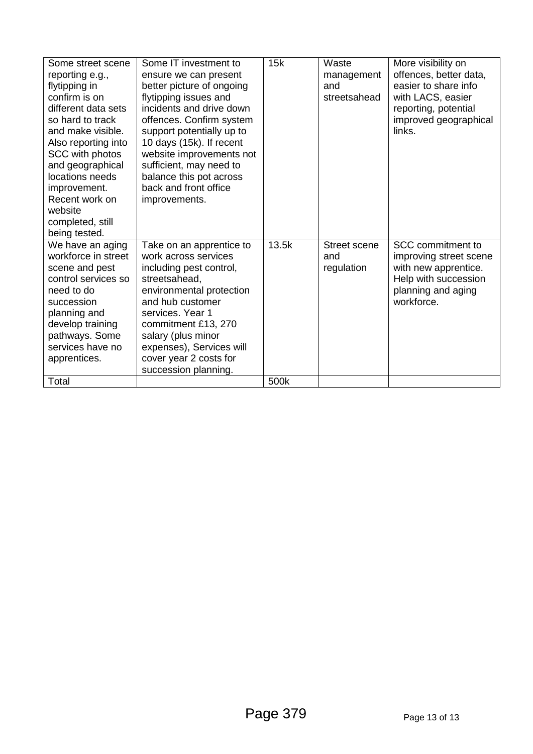| | | | | |
|---|---|---|---|---|
| Some street scene reporting e.g., flytipping in confirm is on different data sets so hard to track and make visible. Also reporting into SCC with photos and geographical locations needs improvement. Recent work on website completed, still being tested. | Some IT investment to ensure we can present better picture of ongoing flytipping issues and incidents and drive down offences. Confirm system support potentially up to 10 days (15k). If recent website improvements not sufficient, may need to balance this pot across back and front office improvements. | 15k | Waste management and streetsahead | More visibility on offences, better data, easier to share info with LACS, easier reporting, potential improved geographical links. |
| We have an aging workforce in street scene and pest control services so need to do succession planning and develop training pathways. Some services have no apprentices. | Take on an apprentice to work across services including pest control, streetsahead, environmental protection and hub customer services. Year 1 commitment £13, 270 salary (plus minor expenses), Services will cover year 2 costs for succession planning. | 13.5k | Street scene and regulation | SCC commitment to improving street scene with new apprentice. Help with succession planning and aging workforce. |
| Total | | 500k | | |